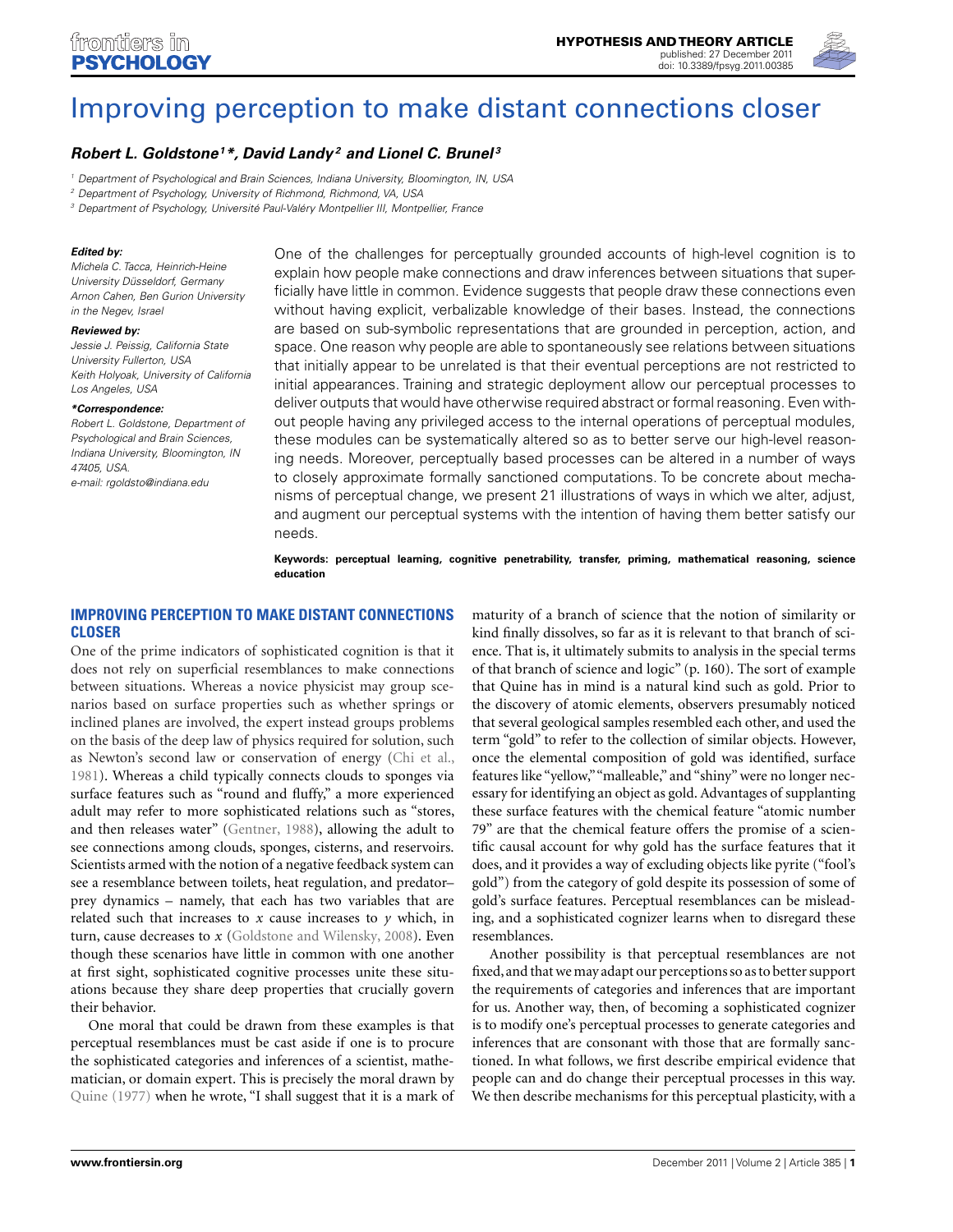HYPOTHESIS AND THEORY ARTICLE
published: 27 December 2011
doi: 10.3389/fpsyg.2011.00385

# Improving perception to make distant connections closer

***Robert L. Goldstone[1]\*, David Landy[2] and Lionel C. Brunel[3]***

[1] Department of Psychological and Brain Sciences, Indiana University, Bloomington, IN, USA
[2] Department of Psychology, University of Richmond, Richmond, VA, USA
[3] Department of Psychology, Université Paul-Valéry Montpellier III, Montpellier, France

**Edited by:**
*Michela C. Tacca, Heinrich-Heine University Düsseldorf, Germany*
*Arnon Cahen, Ben Gurion University in the Negev, Israel*

**Reviewed by:**
*Jessie J. Peissig, California State University Fullerton, USA*
*Keith Holyoak, University of California Los Angeles, USA*

**\*Correspondence:**
*Robert L. Goldstone, Department of Psychological and Brain Sciences, Indiana University, Bloomington, IN 47405, USA.*
*e-mail: rgoldsto@indiana.edu*

One of the challenges for perceptually grounded accounts of high-level cognition is to explain how people make connections and draw inferences between situations that superficially have little in common. Evidence suggests that people draw these connections even without having explicit, verbalizable knowledge of their bases. Instead, the connections are based on sub-symbolic representations that are grounded in perception, action, and space. One reason why people are able to spontaneously see relations between situations that initially appear to be unrelated is that their eventual perceptions are not restricted to initial appearances. Training and strategic deployment allow our perceptual processes to deliver outputs that would have otherwise required abstract or formal reasoning. Even without people having any privileged access to the internal operations of perceptual modules, these modules can be systematically altered so as to better serve our high-level reasoning needs. Moreover, perceptually based processes can be altered in a number of ways to closely approximate formally sanctioned computations. To be concrete about mechanisms of perceptual change, we present 21 illustrations of ways in which we alter, adjust, and augment our perceptual systems with the intention of having them better satisfy our needs.

**Keywords: perceptual learning, cognitive penetrability, transfer, priming, mathematical reasoning, science education**

## IMPROVING PERCEPTION TO MAKE DISTANT CONNECTIONS CLOSER

One of the prime indicators of sophisticated cognition is that it does not rely on superficial resemblances to make connections between situations. Whereas a novice physicist may group scenarios based on surface properties such as whether springs or inclined planes are involved, the expert instead groups problems on the basis of the deep law of physics required for solution, such as Newton's second law or conservation of energy (Chi et al., 1981). Whereas a child typically connects clouds to sponges via surface features such as "round and fluffy," a more experienced adult may refer to more sophisticated relations such as "stores, and then releases water" (Gentner, 1988), allowing the adult to see connections among clouds, sponges, cisterns, and reservoirs. Scientists armed with the notion of a negative feedback system can see a resemblance between toilets, heat regulation, and predator–prey dynamics – namely, that each has two variables that are related such that increases to $x$ cause increases to $y$ which, in turn, cause decreases to $x$ (Goldstone and Wilensky, 2008). Even though these scenarios have little in common with one another at first sight, sophisticated cognitive processes unite these situations because they share deep properties that crucially govern their behavior.

One moral that could be drawn from these examples is that perceptual resemblances must be cast aside if one is to procure the sophisticated categories and inferences of a scientist, mathematician, or domain expert. This is precisely the moral drawn by Quine (1977) when he wrote, "I shall suggest that it is a mark of maturity of a branch of science that the notion of similarity or kind finally dissolves, so far as it is relevant to that branch of science. That is, it ultimately submits to analysis in the special terms of that branch of science and logic" (p. 160). The sort of example that Quine has in mind is a natural kind such as gold. Prior to the discovery of atomic elements, observers presumably noticed that several geological samples resembled each other, and used the term "gold" to refer to the collection of similar objects. However, once the elemental composition of gold was identified, surface features like "yellow," "malleable," and "shiny" were no longer necessary for identifying an object as gold. Advantages of supplanting these surface features with the chemical feature "atomic number 79" are that the chemical feature offers the promise of a scientific causal account for why gold has the surface features that it does, and it provides a way of excluding objects like pyrite ("fool's gold") from the category of gold despite its possession of some of gold's surface features. Perceptual resemblances can be misleading, and a sophisticated cognizer learns when to disregard these resemblances.

Another possibility is that perceptual resemblances are not fixed, and that we may adapt our perceptions so as to better support the requirements of categories and inferences that are important for us. Another way, then, of becoming a sophisticated cognizer is to modify one's perceptual processes to generate categories and inferences that are consonant with those that are formally sanctioned. In what follows, we first describe empirical evidence that people can and do change their perceptual processes in this way. We then describe mechanisms for this perceptual plasticity, with a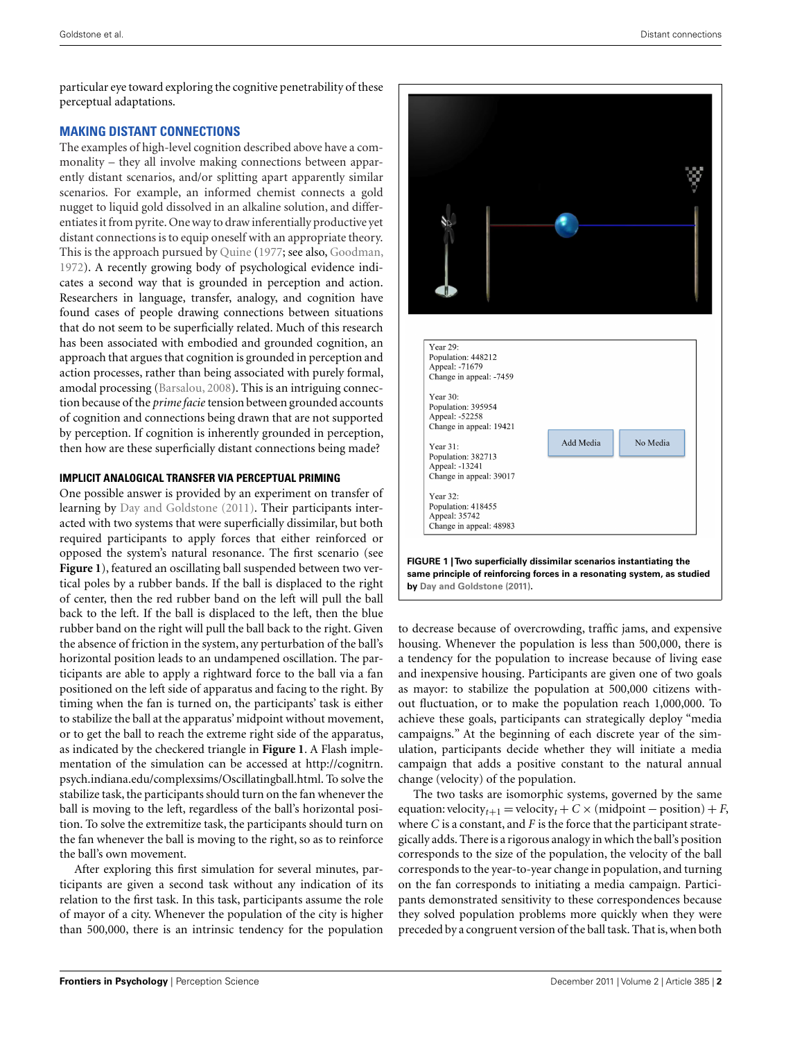particular eye toward exploring the cognitive penetrability of these perceptual adaptations.

## MAKING DISTANT CONNECTIONS

The examples of high-level cognition described above have a commonality – they all involve making connections between apparently distant scenarios, and/or splitting apart apparently similar scenarios. For example, an informed chemist connects a gold nugget to liquid gold dissolved in an alkaline solution, and differentiates it from pyrite. One way to draw inferentially productive yet distant connections is to equip oneself with an appropriate theory. This is the approach pursued by Quine (1977; see also, Goodman, 1972). A recently growing body of psychological evidence indicates a second way that is grounded in perception and action. Researchers in language, transfer, analogy, and cognition have found cases of people drawing connections between situations that do not seem to be superficially related. Much of this research has been associated with embodied and grounded cognition, an approach that argues that cognition is grounded in perception and action processes, rather than being associated with purely formal, amodal processing (Barsalou, 2008). This is an intriguing connection because of the *prime facie* tension between grounded accounts of cognition and connections being drawn that are not supported by perception. If cognition is inherently grounded in perception, then how are these superficially distant connections being made?

### IMPLICIT ANALOGICAL TRANSFER VIA PERCEPTUAL PRIMING

One possible answer is provided by an experiment on transfer of learning by Day and Goldstone (2011). Their participants interacted with two systems that were superficially dissimilar, but both required participants to apply forces that either reinforced or opposed the system's natural resonance. The first scenario (see **Figure 1**), featured an oscillating ball suspended between two vertical poles by a rubber bands. If the ball is displaced to the right of center, then the red rubber band on the left will pull the ball back to the left. If the ball is displaced to the left, then the blue rubber band on the right will pull the ball back to the right. Given the absence of friction in the system, any perturbation of the ball's horizontal position leads to an undampened oscillation. The participants are able to apply a rightward force to the ball via a fan positioned on the left side of apparatus and facing to the right. By timing when the fan is turned on, the participants' task is either to stabilize the ball at the apparatus' midpoint without movement, or to get the ball to reach the extreme right side of the apparatus, as indicated by the checkered triangle in **Figure 1**. A Flash implementation of the simulation can be accessed at http://cognitrn.psych.indiana.edu/complexsims/Oscillatingball.html. To solve the stabilize task, the participants should turn on the fan whenever the ball is moving to the left, regardless of the ball's horizontal position. To solve the extremitize task, the participants should turn on the fan whenever the ball is moving to the right, so as to reinforce the ball's own movement.

After exploring this first simulation for several minutes, participants are given a second task without any indication of its relation to the first task. In this task, participants assume the role of mayor of a city. Whenever the population of the city is higher than 500,000, there is an intrinsic tendency for the population to decrease because of overcrowding, traffic jams, and expensive housing. Whenever the population is less than 500,000, there is a tendency for the population to increase because of living ease and inexpensive housing. Participants are given one of two goals as mayor: to stabilize the population at 500,000 citizens without fluctuation, or to make the population reach 1,000,000. To achieve these goals, participants can strategically deploy "media campaigns." At the beginning of each discrete year of the simulation, participants decide whether they will initiate a media campaign that adds a positive constant to the natural annual change (velocity) of the population.

Year 29:
Population: 448212
Appeal: -71679
Change in appeal: -7459

Year 30:
Population: 395954
Appeal: -52258
Change in appeal: 19421

Year 31:
Population: 382713
Appeal: -13241
Change in appeal: 39017

Year 32:
Population: 418455
Appeal: 35742
Change in appeal: 48983

Add Media | No Media

**FIGURE 1 | Two superficially dissimilar scenarios instantiating the same principle of reinforcing forces in a resonating system, as studied by Day and Goldstone (2011).**

The two tasks are isomorphic systems, governed by the same equation: $\text{velocity}_{t+1} = \text{velocity}_t + C \times (\text{midpoint} - \text{position}) + F$, where $C$ is a constant, and $F$ is the force that the participant strategically adds. There is a rigorous analogy in which the ball's position corresponds to the size of the population, the velocity of the ball corresponds to the year-to-year change in population, and turning on the fan corresponds to initiating a media campaign. Participants demonstrated sensitivity to these correspondences because they solved population problems more quickly when they were preceded by a congruent version of the ball task. That is, when both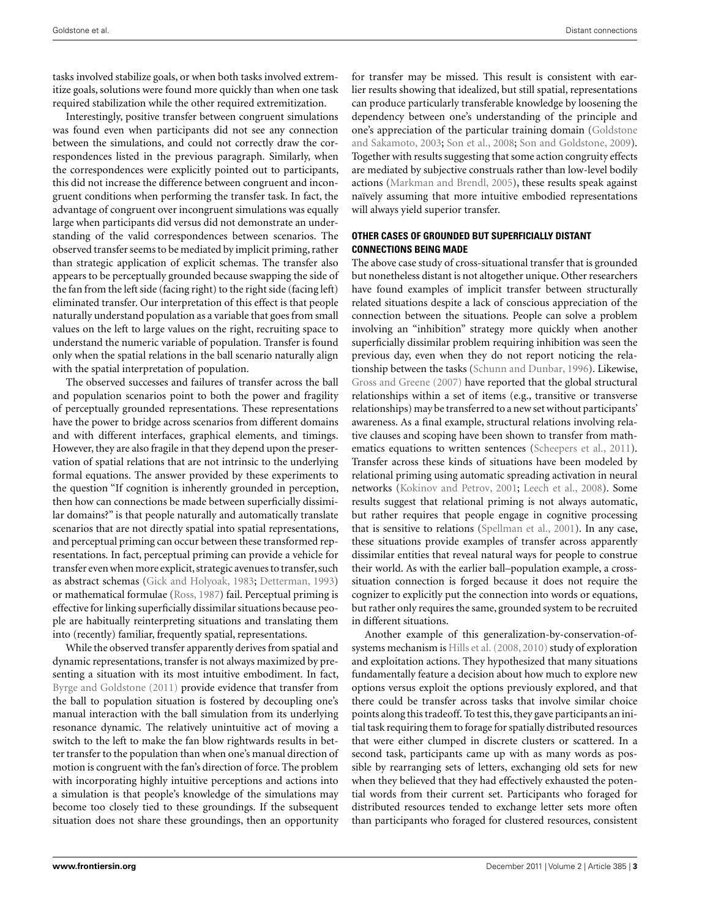tasks involved stabilize goals, or when both tasks involved extremitize goals, solutions were found more quickly than when one task required stabilization while the other required extremitization.

Interestingly, positive transfer between congruent simulations was found even when participants did not see any connection between the simulations, and could not correctly draw the correspondences listed in the previous paragraph. Similarly, when the correspondences were explicitly pointed out to participants, this did not increase the difference between congruent and incongruent conditions when performing the transfer task. In fact, the advantage of congruent over incongruent simulations was equally large when participants did versus did not demonstrate an understanding of the valid correspondences between scenarios. The observed transfer seems to be mediated by implicit priming, rather than strategic application of explicit schemas. The transfer also appears to be perceptually grounded because swapping the side of the fan from the left side (facing right) to the right side (facing left) eliminated transfer. Our interpretation of this effect is that people naturally understand population as a variable that goes from small values on the left to large values on the right, recruiting space to understand the numeric variable of population. Transfer is found only when the spatial relations in the ball scenario naturally align with the spatial interpretation of population.

The observed successes and failures of transfer across the ball and population scenarios point to both the power and fragility of perceptually grounded representations. These representations have the power to bridge across scenarios from different domains and with different interfaces, graphical elements, and timings. However, they are also fragile in that they depend upon the preservation of spatial relations that are not intrinsic to the underlying formal equations. The answer provided by these experiments to the question "If cognition is inherently grounded in perception, then how can connections be made between superficially dissimilar domains?" is that people naturally and automatically translate scenarios that are not directly spatial into spatial representations, and perceptual priming can occur between these transformed representations. In fact, perceptual priming can provide a vehicle for transfer even when more explicit, strategic avenues to transfer, such as abstract schemas (Gick and Holyoak, 1983; Detterman, 1993) or mathematical formulae (Ross, 1987) fail. Perceptual priming is effective for linking superficially dissimilar situations because people are habitually reinterpreting situations and translating them into (recently) familiar, frequently spatial, representations.

While the observed transfer apparently derives from spatial and dynamic representations, transfer is not always maximized by presenting a situation with its most intuitive embodiment. In fact, Byrge and Goldstone (2011) provide evidence that transfer from the ball to population situation is fostered by decoupling one's manual interaction with the ball simulation from its underlying resonance dynamic. The relatively unintuitive act of moving a switch to the left to make the fan blow rightwards results in better transfer to the population than when one's manual direction of motion is congruent with the fan's direction of force. The problem with incorporating highly intuitive perceptions and actions into a simulation is that people's knowledge of the simulations may become too closely tied to these groundings. If the subsequent situation does not share these groundings, then an opportunity for transfer may be missed. This result is consistent with earlier results showing that idealized, but still spatial, representations can produce particularly transferable knowledge by loosening the dependency between one's understanding of the principle and one's appreciation of the particular training domain (Goldstone and Sakamoto, 2003; Son et al., 2008; Son and Goldstone, 2009). Together with results suggesting that some action congruity effects are mediated by subjective construals rather than low-level bodily actions (Markman and Brendl, 2005), these results speak against naïvely assuming that more intuitive embodied representations will always yield superior transfer.

## OTHER CASES OF GROUNDED BUT SUPERFICIALLY DISTANT CONNECTIONS BEING MADE

The above case study of cross-situational transfer that is grounded but nonetheless distant is not altogether unique. Other researchers have found examples of implicit transfer between structurally related situations despite a lack of conscious appreciation of the connection between the situations. People can solve a problem involving an "inhibition" strategy more quickly when another superficially dissimilar problem requiring inhibition was seen the previous day, even when they do not report noticing the relationship between the tasks (Schunn and Dunbar, 1996). Likewise, Gross and Greene (2007) have reported that the global structural relationships within a set of items (e.g., transitive or transverse relationships) may be transferred to a new set without participants' awareness. As a final example, structural relations involving relative clauses and scoping have been shown to transfer from mathematics equations to written sentences (Scheepers et al., 2011). Transfer across these kinds of situations have been modeled by relational priming using automatic spreading activation in neural networks (Kokinov and Petrov, 2001; Leech et al., 2008). Some results suggest that relational priming is not always automatic, but rather requires that people engage in cognitive processing that is sensitive to relations (Spellman et al., 2001). In any case, these situations provide examples of transfer across apparently dissimilar entities that reveal natural ways for people to construe their world. As with the earlier ball–population example, a cross-situation connection is forged because it does not require the cognizer to explicitly put the connection into words or equations, but rather only requires the same, grounded system to be recruited in different situations.

Another example of this generalization-by-conservation-of-systems mechanism is Hills et al. (2008, 2010) study of exploration and exploitation actions. They hypothesized that many situations fundamentally feature a decision about how much to explore new options versus exploit the options previously explored, and that there could be transfer across tasks that involve similar choice points along this tradeoff. To test this, they gave participants an initial task requiring them to forage for spatially distributed resources that were either clumped in discrete clusters or scattered. In a second task, participants came up with as many words as possible by rearranging sets of letters, exchanging old sets for new when they believed that they had effectively exhausted the potential words from their current set. Participants who foraged for distributed resources tended to exchange letter sets more often than participants who foraged for clustered resources, consistent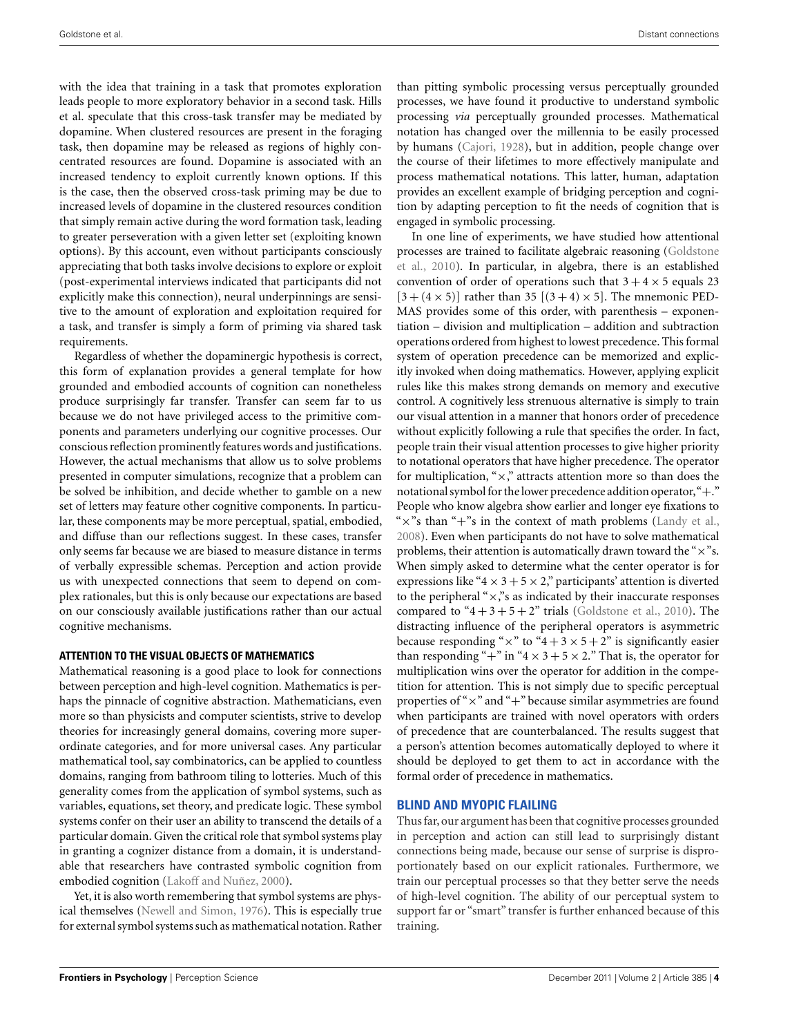with the idea that training in a task that promotes exploration leads people to more exploratory behavior in a second task. Hills et al. speculate that this cross-task transfer may be mediated by dopamine. When clustered resources are present in the foraging task, then dopamine may be released as regions of highly concentrated resources are found. Dopamine is associated with an increased tendency to exploit currently known options. If this is the case, then the observed cross-task priming may be due to increased levels of dopamine in the clustered resources condition that simply remain active during the word formation task, leading to greater perseveration with a given letter set (exploiting known options). By this account, even without participants consciously appreciating that both tasks involve decisions to explore or exploit (post-experimental interviews indicated that participants did not explicitly make this connection), neural underpinnings are sensitive to the amount of exploration and exploitation required for a task, and transfer is simply a form of priming via shared task requirements.

Regardless of whether the dopaminergic hypothesis is correct, this form of explanation provides a general template for how grounded and embodied accounts of cognition can nonetheless produce surprisingly far transfer. Transfer can seem far to us because we do not have privileged access to the primitive components and parameters underlying our cognitive processes. Our conscious reflection prominently features words and justifications. However, the actual mechanisms that allow us to solve problems presented in computer simulations, recognize that a problem can be solved be inhibition, and decide whether to gamble on a new set of letters may feature other cognitive components. In particular, these components may be more perceptual, spatial, embodied, and diffuse than our reflections suggest. In these cases, transfer only seems far because we are biased to measure distance in terms of verbally expressible schemas. Perception and action provide us with unexpected connections that seem to depend on complex rationales, but this is only because our expectations are based on our consciously available justifications rather than our actual cognitive mechanisms.

#### ATTENTION TO THE VISUAL OBJECTS OF MATHEMATICS

Mathematical reasoning is a good place to look for connections between perception and high-level cognition. Mathematics is perhaps the pinnacle of cognitive abstraction. Mathematicians, even more so than physicists and computer scientists, strive to develop theories for increasingly general domains, covering more superordinate categories, and for more universal cases. Any particular mathematical tool, say combinatorics, can be applied to countless domains, ranging from bathroom tiling to lotteries. Much of this generality comes from the application of symbol systems, such as variables, equations, set theory, and predicate logic. These symbol systems confer on their user an ability to transcend the details of a particular domain. Given the critical role that symbol systems play in granting a cognizer distance from a domain, it is understandable that researchers have contrasted symbolic cognition from embodied cognition (Lakoff and Nuñez, 2000).

Yet, it is also worth remembering that symbol systems are physical themselves (Newell and Simon, 1976). This is especially true for external symbol systems such as mathematical notation. Rather than pitting symbolic processing versus perceptually grounded processes, we have found it productive to understand symbolic processing *via* perceptually grounded processes. Mathematical notation has changed over the millennia to be easily processed by humans (Cajori, 1928), but in addition, people change over the course of their lifetimes to more effectively manipulate and process mathematical notations. This latter, human, adaptation provides an excellent example of bridging perception and cognition by adapting perception to fit the needs of cognition that is engaged in symbolic processing.

In one line of experiments, we have studied how attentional processes are trained to facilitate algebraic reasoning (Goldstone et al., 2010). In particular, in algebra, there is an established convention of order of operations such that $3 + 4 \times 5$ equals 23 $[3 + (4 \times 5)]$ rather than 35 $[(3 + 4) \times 5]$. The mnemonic PEDMAS provides some of this order, with parenthesis – exponentiation – division and multiplication – addition and subtraction operations ordered from highest to lowest precedence. This formal system of operation precedence can be memorized and explicitly invoked when doing mathematics. However, applying explicit rules like this makes strong demands on memory and executive control. A cognitively less strenuous alternative is simply to train our visual attention in a manner that honors order of precedence without explicitly following a rule that specifies the order. In fact, people train their visual attention processes to give higher priority to notational operators that have higher precedence. The operator for multiplication, "×," attracts attention more so than does the notational symbol for the lower precedence addition operator, "+." People who know algebra show earlier and longer eye fixations to "×"s than "+"s in the context of math problems (Landy et al., 2008). Even when participants do not have to solve mathematical problems, their attention is automatically drawn toward the "×"s. When simply asked to determine what the center operator is for expressions like "$4 \times 3 + 5 \times 2$," participants' attention is diverted to the peripheral "×,"s as indicated by their inaccurate responses compared to "$4 + 3 + 5 + 2$" trials (Goldstone et al., 2010). The distracting influence of the peripheral operators is asymmetric because responding "×" to "$4 + 3 \times 5 + 2$" is significantly easier than responding "+" in "$4 \times 3 + 5 \times 2$." That is, the operator for multiplication wins over the operator for addition in the competition for attention. This is not simply due to specific perceptual properties of "×" and "+" because similar asymmetries are found when participants are trained with novel operators with orders of precedence that are counterbalanced. The results suggest that a person's attention becomes automatically deployed to where it should be deployed to get them to act in accordance with the formal order of precedence in mathematics.

## BLIND AND MYOPIC FLAILING

Thus far, our argument has been that cognitive processes grounded in perception and action can still lead to surprisingly distant connections being made, because our sense of surprise is disproportionately based on our explicit rationales. Furthermore, we train our perceptual processes so that they better serve the needs of high-level cognition. The ability of our perceptual system to support far or "smart" transfer is further enhanced because of this training.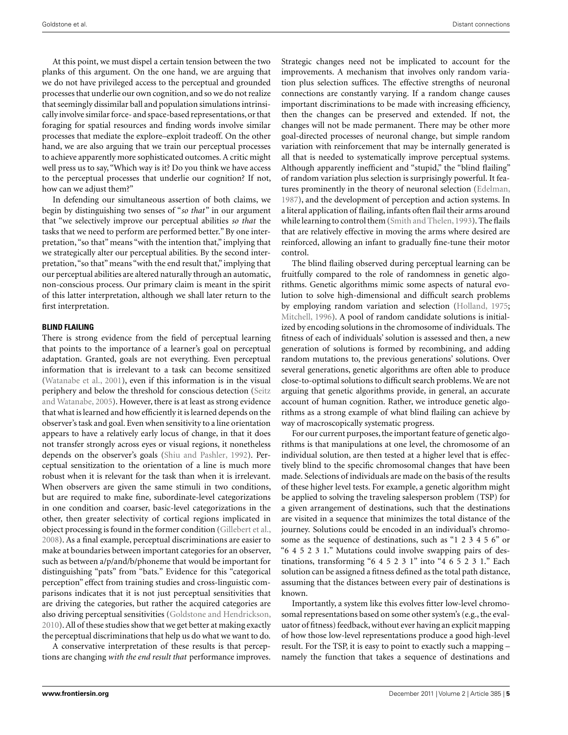At this point, we must dispel a certain tension between the two planks of this argument. On the one hand, we are arguing that we do not have privileged access to the perceptual and grounded processes that underlie our own cognition, and so we do not realize that seemingly dissimilar ball and population simulations intrinsically involve similar force- and space-based representations, or that foraging for spatial resources and finding words involve similar processes that mediate the explore–exploit tradeoff. On the other hand, we are also arguing that we train our perceptual processes to achieve apparently more sophisticated outcomes. A critic might well press us to say, "Which way is it? Do you think we have access to the perceptual processes that underlie our cognition? If not, how can we adjust them?"

In defending our simultaneous assertion of both claims, we begin by distinguishing two senses of "*so that*" in our argument that "we selectively improve our perceptual abilities *so that* the tasks that we need to perform are performed better." By one interpretation, "so that" means "with the intention that," implying that we strategically alter our perceptual abilities. By the second interpretation, "so that" means "with the end result that," implying that our perceptual abilities are altered naturally through an automatic, non-conscious process. Our primary claim is meant in the spirit of this latter interpretation, although we shall later return to the first interpretation.

### BLIND FLAILING

There is strong evidence from the field of perceptual learning that points to the importance of a learner's goal on perceptual adaptation. Granted, goals are not everything. Even perceptual information that is irrelevant to a task can become sensitized (Watanabe et al., 2001), even if this information is in the visual periphery and below the threshold for conscious detection (Seitz and Watanabe, 2005). However, there is at least as strong evidence that what is learned and how efficiently it is learned depends on the observer's task and goal. Even when sensitivity to a line orientation appears to have a relatively early locus of change, in that it does not transfer strongly across eyes or visual regions, it nonetheless depends on the observer's goals (Shiu and Pashler, 1992). Perceptual sensitization to the orientation of a line is much more robust when it is relevant for the task than when it is irrelevant. When observers are given the same stimuli in two conditions, but are required to make fine, subordinate-level categorizations in one condition and coarser, basic-level categorizations in the other, then greater selectivity of cortical regions implicated in object processing is found in the former condition (Gillebert et al., 2008). As a final example, perceptual discriminations are easier to make at boundaries between important categories for an observer, such as between a/p/and/b/phoneme that would be important for distinguishing "pats" from "bats." Evidence for this "categorical perception" effect from training studies and cross-linguistic comparisons indicates that it is not just perceptual sensitivities that are driving the categories, but rather the acquired categories are also driving perceptual sensitivities (Goldstone and Hendrickson, 2010). All of these studies show that we get better at making exactly the perceptual discriminations that help us do what we want to do.

A conservative interpretation of these results is that perceptions are changing *with the end result that* performance improves. Strategic changes need not be implicated to account for the improvements. A mechanism that involves only random variation plus selection suffices. The effective strengths of neuronal connections are constantly varying. If a random change causes important discriminations to be made with increasing efficiency, then the changes can be preserved and extended. If not, the changes will not be made permanent. There may be other more goal-directed processes of neuronal change, but simple random variation with reinforcement that may be internally generated is all that is needed to systematically improve perceptual systems. Although apparently inefficient and "stupid," the "blind flailing" of random variation plus selection is surprisingly powerful. It features prominently in the theory of neuronal selection (Edelman, 1987), and the development of perception and action systems. In a literal application of flailing, infants often flail their arms around while learning to control them (Smith and Thelen, 1993). The flails that are relatively effective in moving the arms where desired are reinforced, allowing an infant to gradually fine-tune their motor control.

The blind flailing observed during perceptual learning can be fruitfully compared to the role of randomness in genetic algorithms. Genetic algorithms mimic some aspects of natural evolution to solve high-dimensional and difficult search problems by employing random variation and selection (Holland, 1975; Mitchell, 1996). A pool of random candidate solutions is initialized by encoding solutions in the chromosome of individuals. The fitness of each of individuals' solution is assessed and then, a new generation of solutions is formed by recombining, and adding random mutations to, the previous generations' solutions. Over several generations, genetic algorithms are often able to produce close-to-optimal solutions to difficult search problems. We are not arguing that genetic algorithms provide, in general, an accurate account of human cognition. Rather, we introduce genetic algorithms as a strong example of what blind flailing can achieve by way of macroscopically systematic progress.

For our current purposes, the important feature of genetic algorithms is that manipulations at one level, the chromosome of an individual solution, are then tested at a higher level that is effectively blind to the specific chromosomal changes that have been made. Selections of individuals are made on the basis of the results of these higher level tests. For example, a genetic algorithm might be applied to solving the traveling salesperson problem (TSP) for a given arrangement of destinations, such that the destinations are visited in a sequence that minimizes the total distance of the journey. Solutions could be encoded in an individual's chromosome as the sequence of destinations, such as "1 2 3 4 5 6" or "6 4 5 2 3 1." Mutations could involve swapping pairs of destinations, transforming "6 4 5 2 3 1" into "4 6 5 2 3 1." Each solution can be assigned a fitness defined as the total path distance, assuming that the distances between every pair of destinations is known.

Importantly, a system like this evolves fitter low-level chromosomal representations based on some other system's (e.g., the evaluator of fitness) feedback, without ever having an explicit mapping of how those low-level representations produce a good high-level result. For the TSP, it is easy to point to exactly such a mapping – namely the function that takes a sequence of destinations and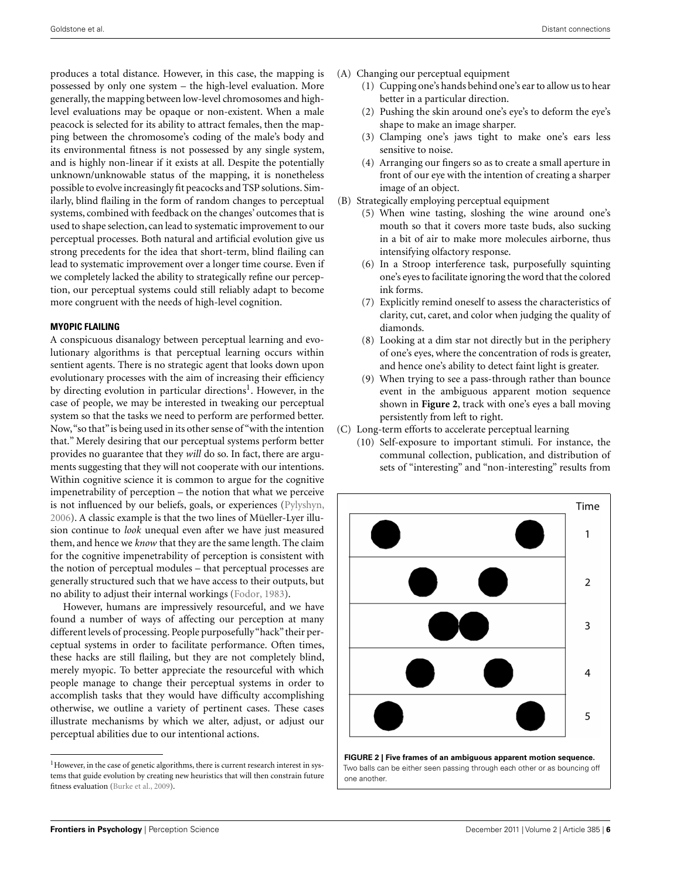produces a total distance. However, in this case, the mapping is possessed by only one system – the high-level evaluation. More generally, the mapping between low-level chromosomes and high-level evaluations may be opaque or non-existent. When a male peacock is selected for its ability to attract females, then the mapping between the chromosome's coding of the male's body and its environmental fitness is not possessed by any single system, and is highly non-linear if it exists at all. Despite the potentially unknown/unknowable status of the mapping, it is nonetheless possible to evolve increasingly fit peacocks and TSP solutions. Similarly, blind flailing in the form of random changes to perceptual systems, combined with feedback on the changes' outcomes that is used to shape selection, can lead to systematic improvement to our perceptual processes. Both natural and artificial evolution give us strong precedents for the idea that short-term, blind flailing can lead to systematic improvement over a longer time course. Even if we completely lacked the ability to strategically refine our perception, our perceptual systems could still reliably adapt to become more congruent with the needs of high-level cognition.

#### MYOPIC FLAILING

A conspicuous disanalogy between perceptual learning and evolutionary algorithms is that perceptual learning occurs within sentient agents. There is no strategic agent that looks down upon evolutionary processes with the aim of increasing their efficiency by directing evolution in particular directions[1]. However, in the case of people, we may be interested in tweaking our perceptual system so that the tasks we need to perform are performed better. Now, "so that" is being used in its other sense of "with the intention that." Merely desiring that our perceptual systems perform better provides no guarantee that they *will* do so. In fact, there are arguments suggesting that they will not cooperate with our intentions. Within cognitive science it is common to argue for the cognitive impenetrability of perception – the notion that what we perceive is not influenced by our beliefs, goals, or experiences (Pylyshyn, 2006). A classic example is that the two lines of Müeller-Lyer illusion continue to *look* unequal even after we have just measured them, and hence we *know* that they are the same length. The claim for the cognitive impenetrability of perception is consistent with the notion of perceptual modules – that perceptual processes are generally structured such that we have access to their outputs, but no ability to adjust their internal workings (Fodor, 1983).

However, humans are impressively resourceful, and we have found a number of ways of affecting our perception at many different levels of processing. People purposefully "hack" their perceptual systems in order to facilitate performance. Often times, these hacks are still flailing, but they are not completely blind, merely myopic. To better appreciate the resourceful with which people manage to change their perceptual systems in order to accomplish tasks that they would have difficulty accomplishing otherwise, we outline a variety of pertinent cases. These cases illustrate mechanisms by which we alter, adjust, or adjust our perceptual abilities due to our intentional actions.

(A) Changing our perceptual equipment
   (1) Cupping one's hands behind one's ear to allow us to hear better in a particular direction.
   (2) Pushing the skin around one's eye's to deform the eye's shape to make an image sharper.
   (3) Clamping one's jaws tight to make one's ears less sensitive to noise.
   (4) Arranging our fingers so as to create a small aperture in front of our eye with the intention of creating a sharper image of an object.

(B) Strategically employing perceptual equipment
   (5) When wine tasting, sloshing the wine around one's mouth so that it covers more taste buds, also sucking in a bit of air to make more molecules airborne, thus intensifying olfactory response.
   (6) In a Stroop interference task, purposefully squinting one's eyes to facilitate ignoring the word that the colored ink forms.
   (7) Explicitly remind oneself to assess the characteristics of clarity, cut, caret, and color when judging the quality of diamonds.
   (8) Looking at a dim star not directly but in the periphery of one's eyes, where the concentration of rods is greater, and hence one's ability to detect faint light is greater.
   (9) When trying to see a pass-through rather than bounce event in the ambiguous apparent motion sequence shown in **Figure 2**, track with one's eyes a ball moving persistently from left to right.

(C) Long-term efforts to accelerate perceptual learning
   (10) Self-exposure to important stimuli. For instance, the communal collection, publication, and distribution of sets of "interesting" and "non-interesting" results from

Time
1
2
3
4
5

**FIGURE 2 | Five frames of an ambiguous apparent motion sequence.** Two balls can be either seen passing through each other or as bouncing off one another.

[1] However, in the case of genetic algorithms, there is current research interest in systems that guide evolution by creating new heuristics that will then constrain future fitness evaluation (Burke et al., 2009).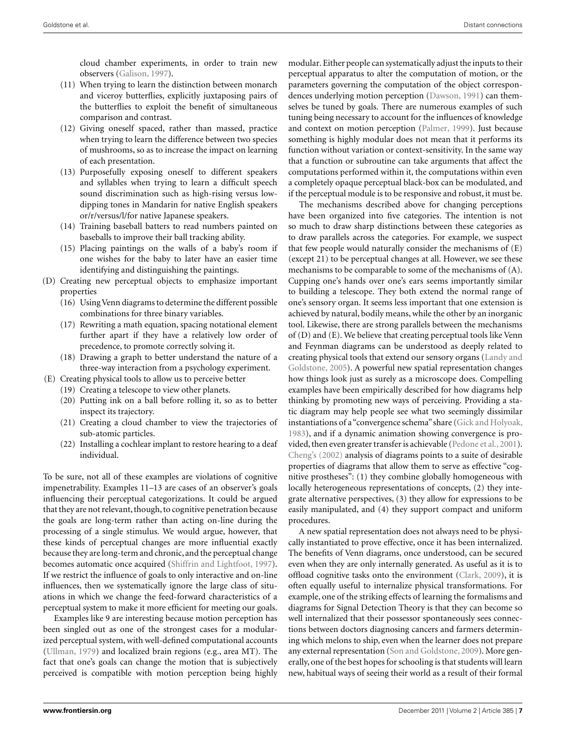cloud chamber experiments, in order to train new observers (Galison, 1997).

(11) When trying to learn the distinction between monarch and viceroy butterflies, explicitly juxtaposing pairs of the butterflies to exploit the benefit of simultaneous comparison and contrast.

(12) Giving oneself spaced, rather than massed, practice when trying to learn the difference between two species of mushrooms, so as to increase the impact on learning of each presentation.

(13) Purposefully exposing oneself to different speakers and syllables when trying to learn a difficult speech sound discrimination such as high-rising versus low-dipping tones in Mandarin for native English speakers or/r/versus/l/for native Japanese speakers.

(14) Training baseball batters to read numbers painted on baseballs to improve their ball tracking ability.

(15) Placing paintings on the walls of a baby's room if one wishes for the baby to later have an easier time identifying and distinguishing the paintings.

(D) Creating new perceptual objects to emphasize important properties

(16) Using Venn diagrams to determine the different possible combinations for three binary variables.

(17) Rewriting a math equation, spacing notational element further apart if they have a relatively low order of precedence, to promote correctly solving it.

(18) Drawing a graph to better understand the nature of a three-way interaction from a psychology experiment.

(E) Creating physical tools to allow us to perceive better

(19) Creating a telescope to view other planets.

(20) Putting ink on a ball before rolling it, so as to better inspect its trajectory.

(21) Creating a cloud chamber to view the trajectories of sub-atomic particles.

(22) Installing a cochlear implant to restore hearing to a deaf individual.

To be sure, not all of these examples are violations of cognitive impenetrability. Examples 11–13 are cases of an observer's goals influencing their perceptual categorizations. It could be argued that they are not relevant, though, to cognitive penetration because the goals are long-term rather than acting on-line during the processing of a single stimulus. We would argue, however, that these kinds of perceptual changes are more influential exactly because they are long-term and chronic, and the perceptual change becomes automatic once acquired (Shiffrin and Lightfoot, 1997). If we restrict the influence of goals to only interactive and on-line influences, then we systematically ignore the large class of situations in which we change the feed-forward characteristics of a perceptual system to make it more efficient for meeting our goals.

Examples like 9 are interesting because motion perception has been singled out as one of the strongest cases for a modularized perceptual system, with well-defined computational accounts (Ullman, 1979) and localized brain regions (e.g., area MT). The fact that one's goals can change the motion that is subjectively perceived is compatible with motion perception being highly modular. Either people can systematically adjust the inputs to their perceptual apparatus to alter the computation of motion, or the parameters governing the computation of the object correspondences underlying motion perception (Dawson, 1991) can themselves be tuned by goals. There are numerous examples of such tuning being necessary to account for the influences of knowledge and context on motion perception (Palmer, 1999). Just because something is highly modular does not mean that it performs its function without variation or context-sensitivity. In the same way that a function or subroutine can take arguments that affect the computations performed within it, the computations within even a completely opaque perceptual black-box can be modulated, and if the perceptual module is to be responsive and robust, it must be.

The mechanisms described above for changing perceptions have been organized into five categories. The intention is not so much to draw sharp distinctions between these categories as to draw parallels across the categories. For example, we suspect that few people would naturally consider the mechanisms of (E) (except 21) to be perceptual changes at all. However, we see these mechanisms to be comparable to some of the mechanisms of (A). Cupping one's hands over one's ears seems importantly similar to building a telescope. They both extend the normal range of one's sensory organ. It seems less important that one extension is achieved by natural, bodily means, while the other by an inorganic tool. Likewise, there are strong parallels between the mechanisms of (D) and (E). We believe that creating perceptual tools like Venn and Feynman diagrams can be understood as deeply related to creating physical tools that extend our sensory organs (Landy and Goldstone, 2005). A powerful new spatial representation changes how things look just as surely as a microscope does. Compelling examples have been empirically described for how diagrams help thinking by promoting new ways of perceiving. Providing a static diagram may help people see what two seemingly dissimilar instantiations of a "convergence schema" share (Gick and Holyoak, 1983), and if a dynamic animation showing convergence is provided, then even greater transfer is achievable (Pedone et al., 2001). Cheng's (2002) analysis of diagrams points to a suite of desirable properties of diagrams that allow them to serve as effective "cognitive prostheses": (1) they combine globally homogeneous with locally heterogeneous representations of concepts, (2) they integrate alternative perspectives, (3) they allow for expressions to be easily manipulated, and (4) they support compact and uniform procedures.

A new spatial representation does not always need to be physically instantiated to prove effective, once it has been internalized. The benefits of Venn diagrams, once understood, can be secured even when they are only internally generated. As useful as it is to offload cognitive tasks onto the environment (Clark, 2009), it is often equally useful to internalize physical transformations. For example, one of the striking effects of learning the formalisms and diagrams for Signal Detection Theory is that they can become so well internalized that their possessor spontaneously sees connections between doctors diagnosing cancers and farmers determining which melons to ship, even when the learner does not prepare any external representation (Son and Goldstone, 2009). More generally, one of the best hopes for schooling is that students will learn new, habitual ways of seeing their world as a result of their formal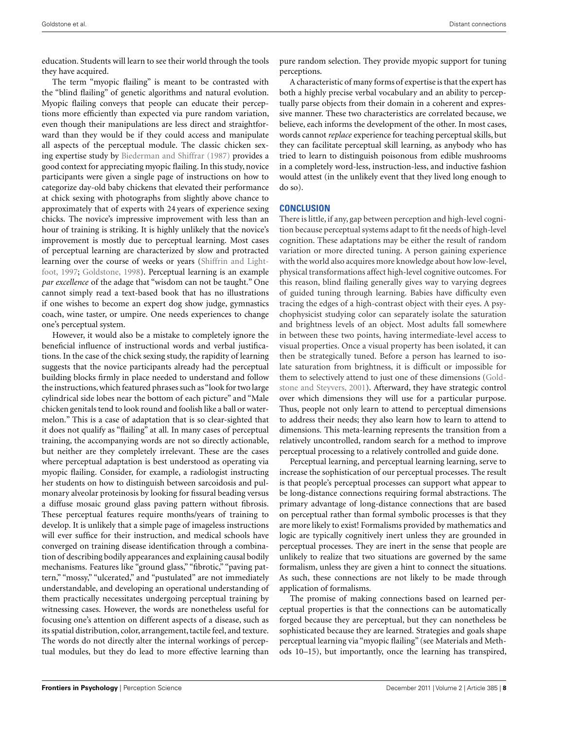education. Students will learn to see their world through the tools they have acquired.

The term "myopic flailing" is meant to be contrasted with the "blind flailing" of genetic algorithms and natural evolution. Myopic flailing conveys that people can educate their perceptions more efficiently than expected via pure random variation, even though their manipulations are less direct and straightforward than they would be if they could access and manipulate all aspects of the perceptual module. The classic chicken sexing expertise study by Biederman and Shiffrar (1987) provides a good context for appreciating myopic flailing. In this study, novice participants were given a single page of instructions on how to categorize day-old baby chickens that elevated their performance at chick sexing with photographs from slightly above chance to approximately that of experts with 24 years of experience sexing chicks. The novice's impressive improvement with less than an hour of training is striking. It is highly unlikely that the novice's improvement is mostly due to perceptual learning. Most cases of perceptual learning are characterized by slow and protracted learning over the course of weeks or years (Shiffrin and Lightfoot, 1997; Goldstone, 1998). Perceptual learning is an example *par excellence* of the adage that "wisdom can not be taught." One cannot simply read a text-based book that has no illustrations if one wishes to become an expert dog show judge, gymnastics coach, wine taster, or umpire. One needs experiences to change one's perceptual system.

However, it would also be a mistake to completely ignore the beneficial influence of instructional words and verbal justifications. In the case of the chick sexing study, the rapidity of learning suggests that the novice participants already had the perceptual building blocks firmly in place needed to understand and follow the instructions, which featured phrases such as "look for two large cylindrical side lobes near the bottom of each picture" and "Male chicken genitals tend to look round and foolish like a ball or watermelon." This is a case of adaptation that is so clear-sighted that it does not qualify as "flailing" at all. In many cases of perceptual training, the accompanying words are not so directly actionable, but neither are they completely irrelevant. These are the cases where perceptual adaptation is best understood as operating via myopic flailing. Consider, for example, a radiologist instructing her students on how to distinguish between sarcoidosis and pulmonary alveolar proteinosis by looking for fissural beading versus a diffuse mosaic ground glass paving pattern without fibrosis. These perceptual features require months/years of training to develop. It is unlikely that a simple page of imageless instructions will ever suffice for their instruction, and medical schools have converged on training disease identification through a combination of describing bodily appearances and explaining causal bodily mechanisms. Features like "ground glass," "fibrotic," "paving pattern," "mossy," "ulcerated," and "pustulated" are not immediately understandable, and developing an operational understanding of them practically necessitates undergoing perceptual training by witnessing cases. However, the words are nonetheless useful for focusing one's attention on different aspects of a disease, such as its spatial distribution, color, arrangement, tactile feel, and texture. The words do not directly alter the internal workings of perceptual modules, but they do lead to more effective learning than pure random selection. They provide myopic support for tuning perceptions.

A characteristic of many forms of expertise is that the expert has both a highly precise verbal vocabulary and an ability to perceptually parse objects from their domain in a coherent and expressive manner. These two characteristics are correlated because, we believe, each informs the development of the other. In most cases, words cannot *replace* experience for teaching perceptual skills, but they can facilitate perceptual skill learning, as anybody who has tried to learn to distinguish poisonous from edible mushrooms in a completely word-less, instruction-less, and inductive fashion would attest (in the unlikely event that they lived long enough to do so).

## CONCLUSION

There is little, if any, gap between perception and high-level cognition because perceptual systems adapt to fit the needs of high-level cognition. These adaptations may be either the result of random variation or more directed tuning. A person gaining experience with the world also acquires more knowledge about how low-level, physical transformations affect high-level cognitive outcomes. For this reason, blind flailing generally gives way to varying degrees of guided tuning through learning. Babies have difficulty even tracing the edges of a high-contrast object with their eyes. A psychophysicist studying color can separately isolate the saturation and brightness levels of an object. Most adults fall somewhere in between these two points, having intermediate-level access to visual properties. Once a visual property has been isolated, it can then be strategically tuned. Before a person has learned to isolate saturation from brightness, it is difficult or impossible for them to selectively attend to just one of these dimensions (Goldstone and Steyvers, 2001). Afterward, they have strategic control over which dimensions they will use for a particular purpose. Thus, people not only learn to attend to perceptual dimensions to address their needs; they also learn how to learn to attend to dimensions. This meta-learning represents the transition from a relatively uncontrolled, random search for a method to improve perceptual processing to a relatively controlled and guide done.

Perceptual learning, and perceptual learning learning, serve to increase the sophistication of our perceptual processes. The result is that people's perceptual processes can support what appear to be long-distance connections requiring formal abstractions. The primary advantage of long-distance connections that are based on perceptual rather than formal symbolic processes is that they are more likely to exist! Formalisms provided by mathematics and logic are typically cognitively inert unless they are grounded in perceptual processes. They are inert in the sense that people are unlikely to realize that two situations are governed by the same formalism, unless they are given a hint to connect the situations. As such, these connections are not likely to be made through application of formalisms.

The promise of making connections based on learned perceptual properties is that the connections can be automatically forged because they are perceptual, but they can nonetheless be sophisticated because they are learned. Strategies and goals shape perceptual learning via "myopic flailing" (see Materials and Methods 10–15), but importantly, once the learning has transpired,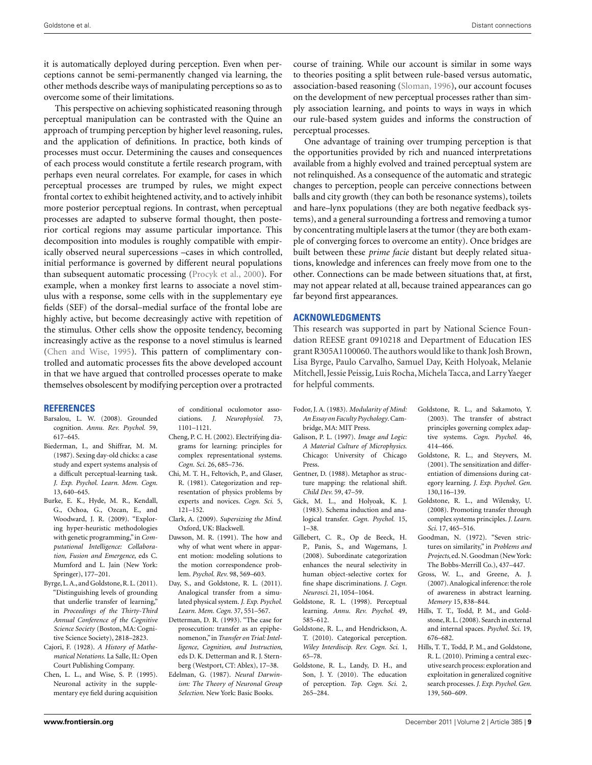it is automatically deployed during perception. Even when perceptions cannot be semi-permanently changed via learning, the other methods describe ways of manipulating perceptions so as to overcome some of their limitations.

This perspective on achieving sophisticated reasoning through perceptual manipulation can be contrasted with the Quine an approach of trumping perception by higher level reasoning, rules, and the application of definitions. In practice, both kinds of processes must occur. Determining the causes and consequences of each process would constitute a fertile research program, with perhaps even neural correlates. For example, for cases in which perceptual processes are trumped by rules, we might expect frontal cortex to exhibit heightened activity, and to actively inhibit more posterior perceptual regions. In contrast, when perceptual processes are adapted to subserve formal thought, then posterior cortical regions may assume particular importance. This decomposition into modules is roughly compatible with empirically observed neural supercessions –cases in which controlled, initial performance is governed by different neural populations than subsequent automatic processing (Procyk et al., 2000). For example, when a monkey first learns to associate a novel stimulus with a response, some cells with in the supplementary eye fields (SEF) of the dorsal–medial surface of the frontal lobe are highly active, but become decreasingly active with repetition of the stimulus. Other cells show the opposite tendency, becoming increasingly active as the response to a novel stimulus is learned (Chen and Wise, 1995). This pattern of complimentary controlled and automatic processes fits the above developed account in that we have argued that controlled processes operate to make themselves obsolescent by modifying perception over a protracted course of training. While our account is similar in some ways to theories positing a split between rule-based versus automatic, association-based reasoning (Sloman, 1996), our account focuses on the development of new perceptual processes rather than simply association learning, and points to ways in ways in which our rule-based system guides and informs the construction of perceptual processes.

One advantage of training over trumping perception is that the opportunities provided by rich and nuanced interpretations available from a highly evolved and trained perceptual system are not relinquished. As a consequence of the automatic and strategic changes to perception, people can perceive connections between balls and city growth (they can both be resonance systems), toilets and hare–lynx populations (they are both negative feedback systems), and a general surrounding a fortress and removing a tumor by concentrating multiple lasers at the tumor (they are both example of converging forces to overcome an entity). Once bridges are built between these *prime facie* distant but deeply related situations, knowledge and inferences can freely move from one to the other. Connections can be made between situations that, at first, may not appear related at all, because trained appearances can go far beyond first appearances.

## ACKNOWLEDGMENTS

This research was supported in part by National Science Foundation REESE grant 0910218 and Department of Education IES grant R305A1100060. The authors would like to thank Josh Brown, Lisa Byrge, Paulo Carvalho, Samuel Day, Keith Holyoak, Melanie Mitchell, Jessie Peissig, Luis Rocha, Michela Tacca, and Larry Yaeger for helpful comments.

## REFERENCES

Barsalou, L. W. (2008). Grounded cognition. *Annu. Rev. Psychol.* 59, 617–645.

Biederman, I., and Shiffrar, M. M. (1987). Sexing day-old chicks: a case study and expert systems analysis of a difficult perceptual-learning task. *J. Exp. Psychol. Learn. Mem. Cogn.* 13, 640–645.

Burke, E. K., Hyde, M. R., Kendall, G., Ochoa, G., Ozcan, E., and Woodward, J. R. (2009). "Exploring hyper-heuristic methodologies with genetic programming," in *Computational Intelligence: Collaboration, Fusion and Emergence*, eds C. Mumford and L. Jain (New York: Springer), 177–201.

Byrge, L. A., and Goldstone, R. L. (2011). "Distinguishing levels of grounding that underlie transfer of learning," in *Proceedings of the Thirty-Third Annual Conference of the Cognitive Science Society* (Boston, MA: Cognitive Science Society), 2818–2823.

Cajori, F. (1928). *A History of Mathematical Notations.* La Salle, IL: Open Court Publishing Company.

Chen, L. L., and Wise, S. P. (1995). Neuronal activity in the supplementary eye field during acquisition of conditional oculomotor associations. *J. Neurophysiol.* 73, 1101–1121.

Cheng, P. C. H. (2002). Electrifying diagrams for learning: principles for complex representational systems. *Cogn. Sci.* 26, 685–736.

Chi, M. T. H., Feltovich, P., and Glaser, R. (1981). Categorization and representation of physics problems by experts and novices. *Cogn. Sci.* 5, 121–152.

Clark, A. (2009). *Supersizing the Mind.* Oxford, UK: Blackwell.

Dawson, M. R. (1991). The how and why of what went where in apparent motion: modeling solutions to the motion correspondence problem. *Psychol. Rev.* 98, 569–603.

Day, S., and Goldstone, R. L. (2011). Analogical transfer from a simulated physical system. *J. Exp. Psychol. Learn. Mem. Cogn.* 37, 551–567.

Detterman, D. R. (1993). "The case for prosecution: transfer as an epiphenomenon," in *Transfer on Trial: Intelligence, Cognition, and Instruction*, eds D. K. Detterman and R. J. Sternberg (Westport, CT: Ablex), 17–38.

Edelman, G. (1987). *Neural Darwinism: The Theory of Neuronal Group Selection.* New York: Basic Books.

Fodor, J. A. (1983). *Modularity of Mind: An Essay on Faculty Psychology*. Cambridge, MA: MIT Press.

Galison, P. L. (1997). *Image and Logic: A Material Culture of Microphysics.* Chicago: University of Chicago Press.

Gentner, D. (1988). Metaphor as structure mapping: the relational shift. *Child Dev.* 59, 47–59.

Gick, M. L., and Holyoak, K. J. (1983). Schema induction and analogical transfer. *Cogn. Psychol.* 15, 1–38.

Gillebert, C. R., Op de Beeck, H. P., Panis, S., and Wagemans, J. (2008). Subordinate categorization enhances the neural selectivity in human object-selective cortex for fine shape discriminations. *J. Cogn. Neurosci.* 21, 1054–1064.

Goldstone, R. L. (1998). Perceptual learning. *Annu. Rev. Psychol.* 49, 585–612.

Goldstone, R. L., and Hendrickson, A. T. (2010). Categorical perception. *Wiley Interdiscip. Rev. Cogn. Sci.* 1, 65–78.

Goldstone, R. L., Landy, D. H., and Son, J. Y. (2010). The education of perception. *Top. Cogn. Sci.* 2, 265–284.

Goldstone, R. L., and Sakamoto, Y. (2003). The transfer of abstract principles governing complex adaptive systems. *Cogn. Psychol.* 46, 414–466.

Goldstone, R. L., and Steyvers, M. (2001). The sensitization and differentiation of dimensions during category learning. *J. Exp. Psychol. Gen.* 130,116–139.

Goldstone, R. L., and Wilensky, U. (2008). Promoting transfer through complex systems principles. *J. Learn. Sci.* 17, 465–516.

Goodman, N. (1972). "Seven strictures on similarity," in *Problems and Projects*, ed. N. Goodman (New York: The Bobbs-Merrill Co.), 437–447.

Gross, W. L., and Greene, A. J. (2007). Analogical inference: the role of awareness in abstract learning. *Memory* 15, 838–844.

Hills, T. T., Todd, P. M., and Goldstone, R. L. (2008). Search in external and internal spaces. *Psychol. Sci.* 19, 676–682.

Hills, T. T., Todd, P. M., and Goldstone, R. L. (2010). Priming a central executive search process: exploration and exploitation in generalized cognitive search processes. *J. Exp. Psychol. Gen.* 139, 560–609.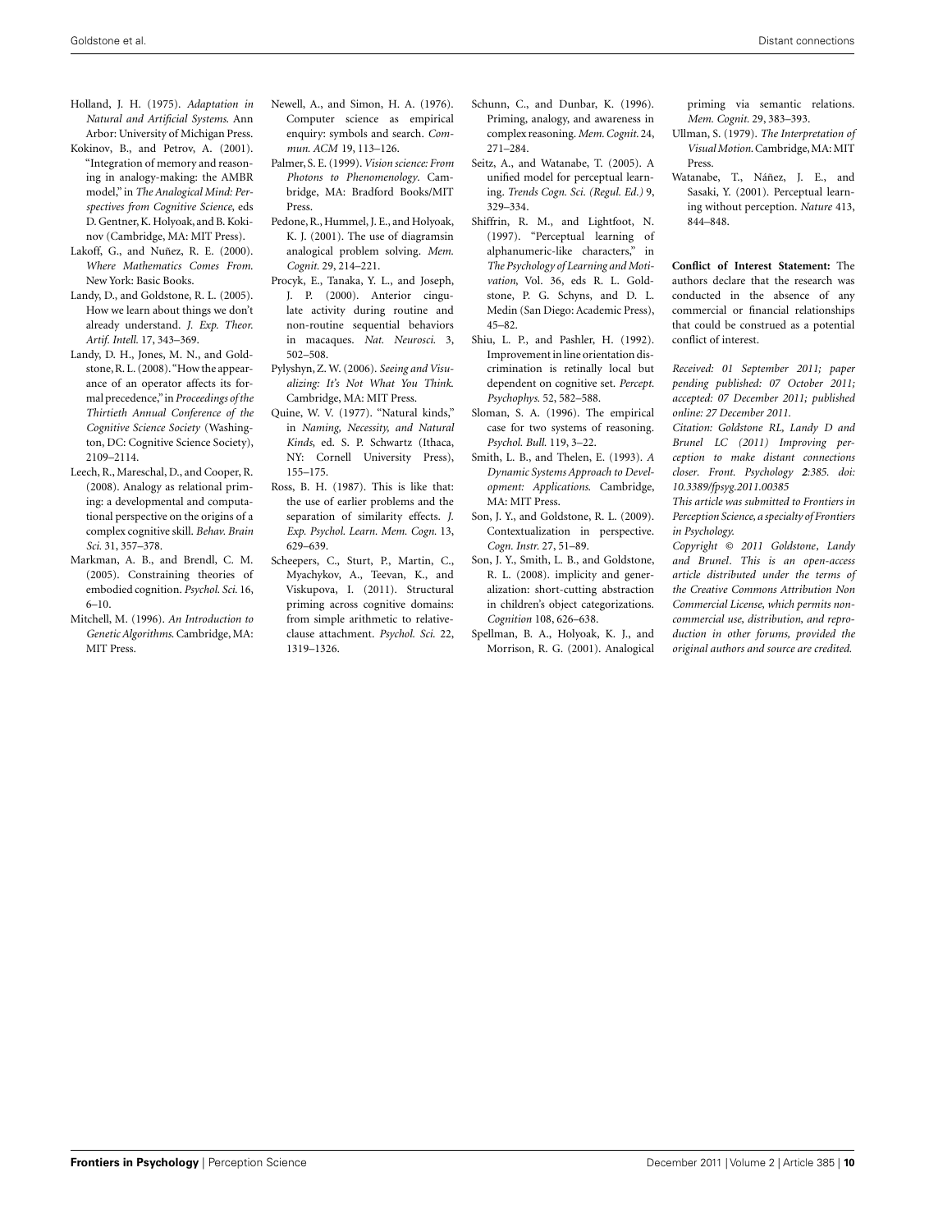Holland, J. H. (1975). *Adaptation in Natural and Artificial Systems*. Ann Arbor: University of Michigan Press.

Kokinov, B., and Petrov, A. (2001). "Integration of memory and reasoning in analogy-making: the AMBR model," in *The Analogical Mind: Perspectives from Cognitive Science*, eds D. Gentner, K. Holyoak, and B. Kokinov (Cambridge, MA: MIT Press).

Lakoff, G., and Nuñez, R. E. (2000). *Where Mathematics Comes From*. New York: Basic Books.

Landy, D., and Goldstone, R. L. (2005). How we learn about things we don't already understand. *J. Exp. Theor. Artif. Intell.* 17, 343–369.

Landy, D. H., Jones, M. N., and Goldstone, R. L. (2008). "How the appearance of an operator affects its formal precedence," in *Proceedings of the Thirtieth Annual Conference of the Cognitive Science Society* (Washington, DC: Cognitive Science Society), 2109–2114.

Leech, R., Mareschal, D., and Cooper, R. (2008). Analogy as relational priming: a developmental and computational perspective on the origins of a complex cognitive skill. *Behav. Brain Sci.* 31, 357–378.

Markman, A. B., and Brendl, C. M. (2005). Constraining theories of embodied cognition. *Psychol. Sci.* 16, 6–10.

Mitchell, M. (1996). *An Introduction to Genetic Algorithms*. Cambridge, MA: MIT Press.

Newell, A., and Simon, H. A. (1976). Computer science as empirical enquiry: symbols and search. *Commun. ACM* 19, 113–126.

Palmer, S. E. (1999). *Vision science: From Photons to Phenomenology*. Cambridge, MA: Bradford Books/MIT Press.

Pedone, R., Hummel, J. E., and Holyoak, K. J. (2001). The use of diagramsin analogical problem solving. *Mem. Cognit.* 29, 214–221.

Procyk, E., Tanaka, Y. L., and Joseph, J. P. (2000). Anterior cingulate activity during routine and non-routine sequential behaviors in macaques. *Nat. Neurosci.* 3, 502–508.

Pylyshyn, Z. W. (2006). *Seeing and Visualizing: It's Not What You Think*. Cambridge, MA: MIT Press.

Quine, W. V. (1977). "Natural kinds," in *Naming, Necessity, and Natural Kinds*, ed. S. P. Schwartz (Ithaca, NY: Cornell University Press), 155–175.

Ross, B. H. (1987). This is like that: the use of earlier problems and the separation of similarity effects. *J. Exp. Psychol. Learn. Mem. Cogn.* 13, 629–639.

Scheepers, C., Sturt, P., Martin, C., Myachykov, A., Teevan, K., and Viskupova, I. (2011). Structural priming across cognitive domains: from simple arithmetic to relative-clause attachment. *Psychol. Sci.* 22, 1319–1326.

Schunn, C., and Dunbar, K. (1996). Priming, analogy, and awareness in complex reasoning. *Mem. Cognit.* 24, 271–284.

Seitz, A., and Watanabe, T. (2005). A unified model for perceptual learning. *Trends Cogn. Sci. (Regul. Ed.)* 9, 329–334.

Shiffrin, R. M., and Lightfoot, N. (1997). "Perceptual learning of alphanumeric-like characters," in *The Psychology of Learning and Motivation*, Vol. 36, eds R. L. Goldstone, P. G. Schyns, and D. L. Medin (San Diego: Academic Press), 45–82.

Shiu, L. P., and Pashler, H. (1992). Improvement in line orientation discrimination is retinally local but dependent on cognitive set. *Percept. Psychophys.* 52, 582–588.

Sloman, S. A. (1996). The empirical case for two systems of reasoning. *Psychol. Bull.* 119, 3–22.

Smith, L. B., and Thelen, E. (1993). *A Dynamic Systems Approach to Development: Applications*. Cambridge, MA: MIT Press.

Son, J. Y., and Goldstone, R. L. (2009). Contextualization in perspective. *Cogn. Instr.* 27, 51–89.

Son, J. Y., Smith, L. B., and Goldstone, R. L. (2008). implicity and generalization: short-cutting abstraction in children's object categorizations. *Cognition* 108, 626–638.

Spellman, B. A., Holyoak, K. J., and Morrison, R. G. (2001). Analogical priming via semantic relations. *Mem. Cognit.* 29, 383–393.

Ullman, S. (1979). *The Interpretation of Visual Motion*. Cambridge, MA: MIT Press.

Watanabe, T., Náñez, J. E., and Sasaki, Y. (2001). Perceptual learning without perception. *Nature* 413, 844–848.

**Conflict of Interest Statement:** The authors declare that the research was conducted in the absence of any commercial or financial relationships that could be construed as a potential conflict of interest.

*Received: 01 September 2011; paper pending published: 07 October 2011; accepted: 07 December 2011; published online: 27 December 2011.*

*Citation: Goldstone RL, Landy D and Brunel LC (2011) Improving perception to make distant connections closer. Front. Psychology **2**:385. doi: 10.3389/fpsyg.2011.00385*

*This article was submitted to Frontiers in Perception Science, a specialty of Frontiers in Psychology.*

*Copyright © 2011 Goldstone, Landy and Brunel. This is an open-access article distributed under the terms of the Creative Commons Attribution Non Commercial License, which permits non-commercial use, distribution, and reproduction in other forums, provided the original authors and source are credited.*